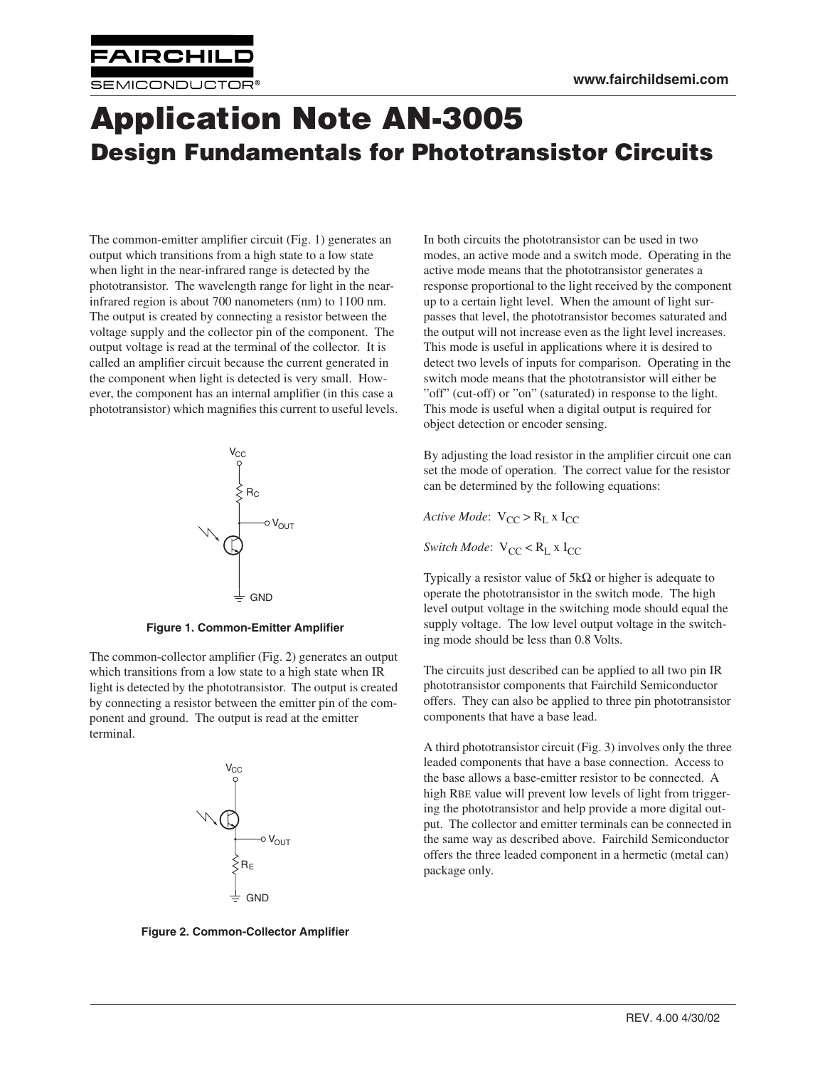# Application Note AN-3005

## Design Fundamentals for Phototransistor Circuits

The common-emitter amplifier circuit (Fig. 1) generates an output which transitions from a high state to a low state when light in the near-infrared range is detected by the phototransistor. The wavelength range for light in the near-infrared region is about 700 nanometers (nm) to 1100 nm. The output is created by connecting a resistor between the voltage supply and the collector pin of the component. The output voltage is read at the terminal of the collector. It is called an amplifier circuit because the current generated in the component when light is detected is very small. However, the component has an internal amplifier (in this case a phototransistor) which magnifies this current to useful levels.

**Figure 1. Common-Emitter Amplifier**

The common-collector amplifier (Fig. 2) generates an output which transitions from a low state to a high state when IR light is detected by the phototransistor. The output is created by connecting a resistor between the emitter pin of the component and ground. The output is read at the emitter terminal.

**Figure 2. Common-Collector Amplifier**

In both circuits the phototransistor can be used in two modes, an active mode and a switch mode. Operating in the active mode means that the phototransistor generates a response proportional to the light received by the component up to a certain light level. When the amount of light surpasses that level, the phototransistor becomes saturated and the output will not increase even as the light level increases. This mode is useful in applications where it is desired to detect two levels of inputs for comparison. Operating in the switch mode means that the phototransistor will either be "off" (cut-off) or "on" (saturated) in response to the light. This mode is useful when a digital output is required for object detection or encoder sensing.

By adjusting the load resistor in the amplifier circuit one can set the mode of operation. The correct value for the resistor can be determined by the following equations:

*Active Mode*: $V_{CC} > R_L \times I_{CC}$

*Switch Mode*: $V_{CC} < R_L \times I_{CC}$

Typically a resistor value of 5kΩ or higher is adequate to operate the phototransistor in the switch mode. The high level output voltage in the switching mode should equal the supply voltage. The low level output voltage in the switching mode should be less than 0.8 Volts.

The circuits just described can be applied to all two pin IR phototransistor components that Fairchild Semiconductor offers. They can also be applied to three pin phototransistor components that have a base lead.

A third phototransistor circuit (Fig. 3) involves only the three leaded components that have a base connection. Access to the base allows a base-emitter resistor to be connected. A high $R_{BE}$ value will prevent low levels of light from triggering the phototransistor and help provide a more digital output. The collector and emitter terminals can be connected in the same way as described above. Fairchild Semiconductor offers the three leaded component in a hermetic (metal can) package only.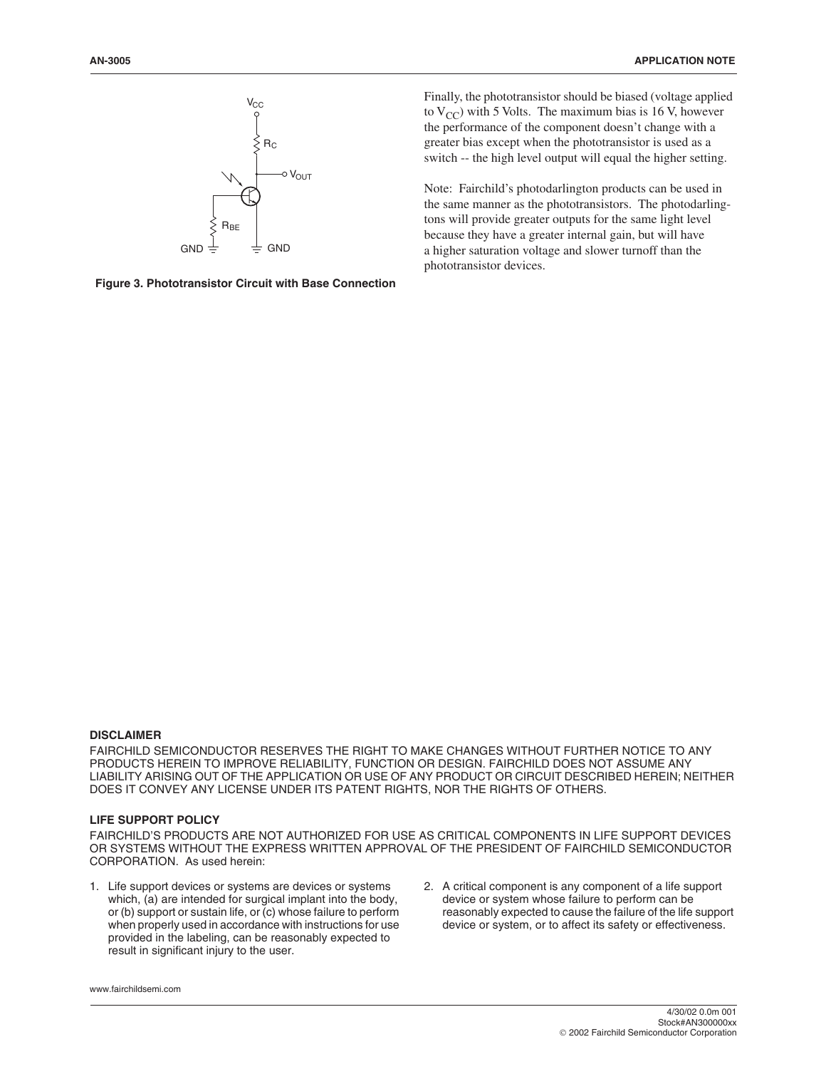Figure 3. Phototransistor Circuit with Base Connection

Finally, the phototransistor should be biased (voltage applied to $V_{CC}$) with 5 Volts. The maximum bias is 16 V, however the performance of the component doesn't change with a greater bias except when the phototransistor is used as a switch -- the high level output will equal the higher setting.

Note: Fairchild's photodarlington products can be used in the same manner as the phototransistors. The photodarlingtons will provide greater outputs for the same light level because they have a greater internal gain, but will have a higher saturation voltage and slower turnoff than the phototransistor devices.

**DISCLAIMER**

FAIRCHILD SEMICONDUCTOR RESERVES THE RIGHT TO MAKE CHANGES WITHOUT FURTHER NOTICE TO ANY PRODUCTS HEREIN TO IMPROVE RELIABILITY, FUNCTION OR DESIGN. FAIRCHILD DOES NOT ASSUME ANY LIABILITY ARISING OUT OF THE APPLICATION OR USE OF ANY PRODUCT OR CIRCUIT DESCRIBED HEREIN; NEITHER DOES IT CONVEY ANY LICENSE UNDER ITS PATENT RIGHTS, NOR THE RIGHTS OF OTHERS.

**LIFE SUPPORT POLICY**

FAIRCHILD'S PRODUCTS ARE NOT AUTHORIZED FOR USE AS CRITICAL COMPONENTS IN LIFE SUPPORT DEVICES OR SYSTEMS WITHOUT THE EXPRESS WRITTEN APPROVAL OF THE PRESIDENT OF FAIRCHILD SEMICONDUCTOR CORPORATION. As used herein:

1. Life support devices or systems are devices or systems which, (a) are intended for surgical implant into the body, or (b) support or sustain life, or (c) whose failure to perform when properly used in accordance with instructions for use provided in the labeling, can be reasonably expected to result in significant injury to the user.
2. A critical component is any component of a life support device or system whose failure to perform can be reasonably expected to cause the failure of the life support device or system, or to affect its safety or effectiveness.

www.fairchildsemi.com

4/30/02 0.0m 001
Stock#AN300000xx
© 2002 Fairchild Semiconductor Corporation